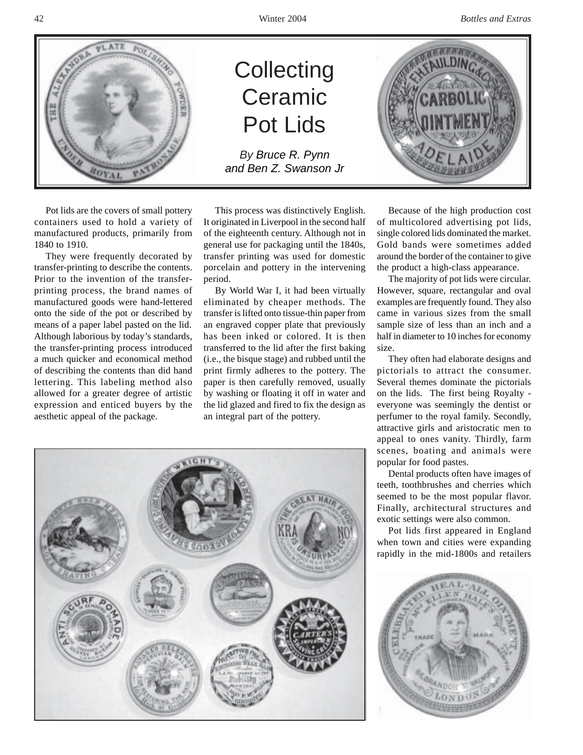# Collecting Ceramic Pot Lids

*By Bruce R. Pynn and Ben Z. Swanson Jr*

Pot lids are the covers of small pottery containers used to hold a variety of manufactured products, primarily from 1840 to 1910.

They were frequently decorated by transfer-printing to describe the contents. Prior to the invention of the transfer-printing process, the brand names of manufactured goods were hand-lettered onto the side of the pot or described by means of a paper label pasted on the lid. Although laborious by today's standards, the transfer-printing process introduced a much quicker and economical method of describing the contents than did hand lettering. This labeling method also allowed for a greater degree of artistic expression and enticed buyers by the aesthetic appeal of the package.

This process was distinctively English. It originated in Liverpool in the second half of the eighteenth century. Although not in general use for packaging until the 1840s, transfer printing was used for domestic porcelain and pottery in the intervening period.

By World War I, it had been virtually eliminated by cheaper methods. The transfer is lifted onto tissue-thin paper from an engraved copper plate that previously has been inked or colored. It is then transferred to the lid after the first baking (i.e., the bisque stage) and rubbed until the print firmly adheres to the pottery. The paper is then carefully removed, usually by washing or floating it off in water and the lid glazed and fired to fix the design as an integral part of the pottery.

Because of the high production cost of multicolored advertising pot lids, single colored lids dominated the market. Gold bands were sometimes added around the border of the container to give the product a high-class appearance.

The majority of pot lids were circular. However, square, rectangular and oval examples are frequently found. They also came in various sizes from the small sample size of less than an inch and a half in diameter to 10 inches for economy size.

They often had elaborate designs and pictorials to attract the consumer. Several themes dominate the pictorials on the lids. The first being Royalty - everyone was seemingly the dentist or perfumer to the royal family. Secondly, attractive girls and aristocratic men to appeal to ones vanity. Thirdly, farm scenes, boating and animals were popular for food pastes.

Dental products often have images of teeth, toothbrushes and cherries which seemed to be the most popular flavor. Finally, architectural structures and exotic settings were also common.

Pot lids first appeared in England when town and cities were expanding rapidly in the mid-1800s and retailers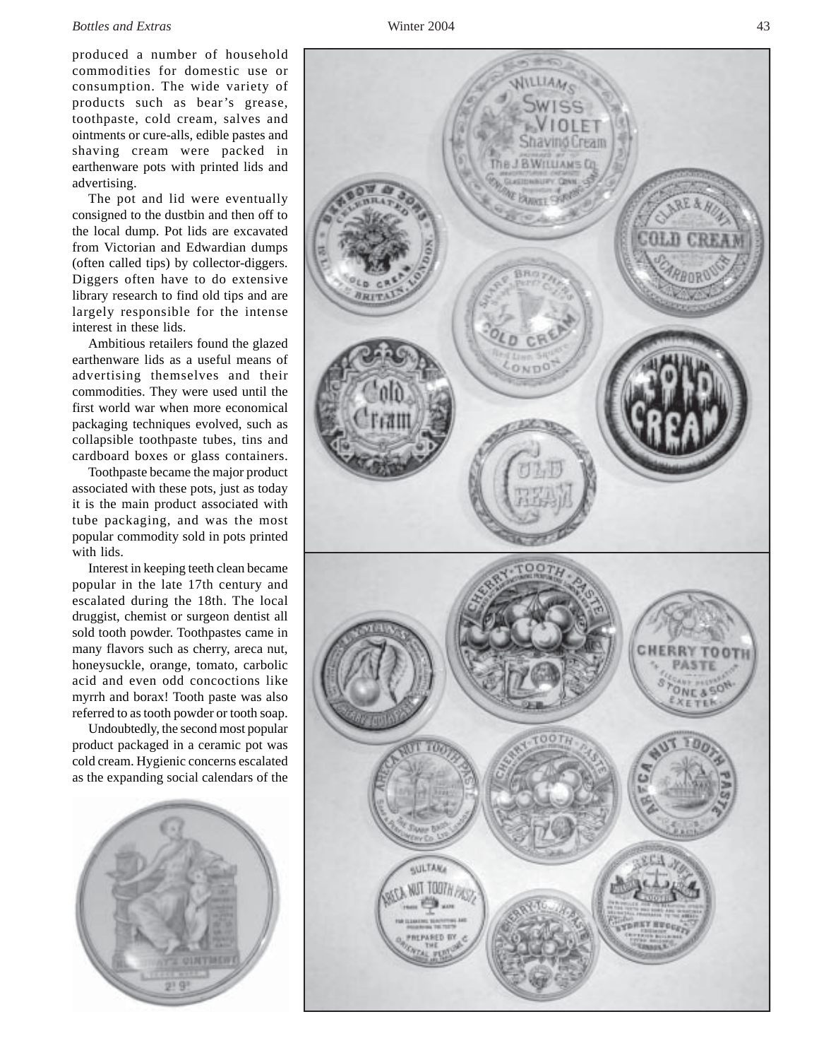produced a number of household commodities for domestic use or consumption. The wide variety of products such as bear's grease, toothpaste, cold cream, salves and ointments or cure-alls, edible pastes and shaving cream were packed in earthenware pots with printed lids and advertising.

The pot and lid were eventually consigned to the dustbin and then off to the local dump. Pot lids are excavated from Victorian and Edwardian dumps (often called tips) by collector-diggers. Diggers often have to do extensive library research to find old tips and are largely responsible for the intense interest in these lids.

Ambitious retailers found the glazed earthenware lids as a useful means of advertising themselves and their commodities. They were used until the first world war when more economical packaging techniques evolved, such as collapsible toothpaste tubes, tins and cardboard boxes or glass containers.

Toothpaste became the major product associated with these pots, just as today it is the main product associated with tube packaging, and was the most popular commodity sold in pots printed with lids.

Interest in keeping teeth clean became popular in the late 17th century and escalated during the 18th. The local druggist, chemist or surgeon dentist all sold tooth powder. Toothpastes came in many flavors such as cherry, areca nut, honeysuckle, orange, tomato, carbolic acid and even odd concoctions like myrrh and borax! Tooth paste was also referred to as tooth powder or tooth soap.

Undoubtedly, the second most popular product packaged in a ceramic pot was cold cream. Hygienic concerns escalated as the expanding social calendars of the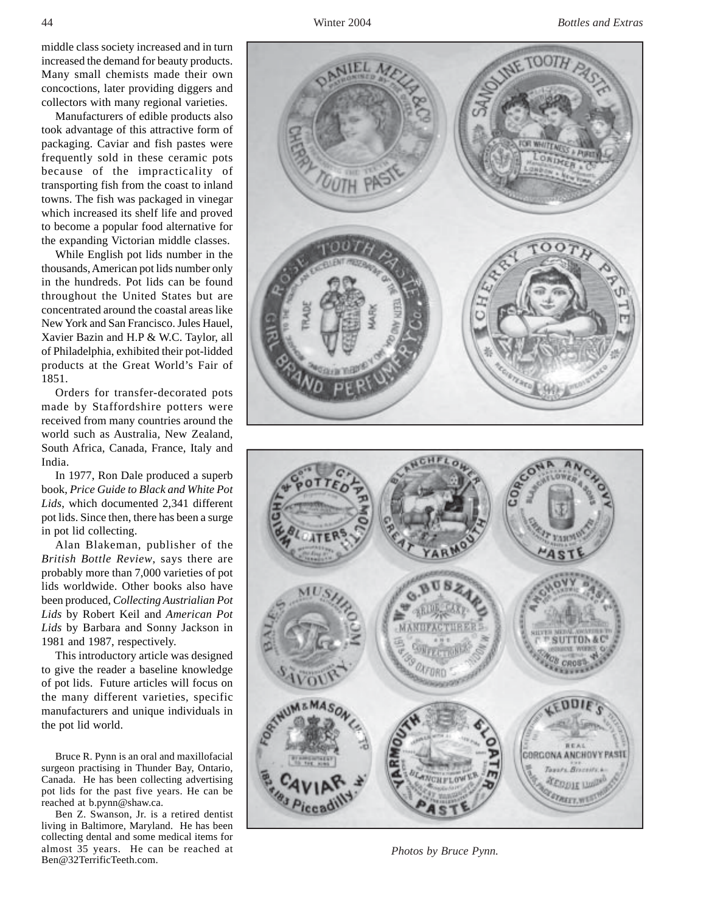middle class society increased and in turn increased the demand for beauty products. Many small chemists made their own concoctions, later providing diggers and collectors with many regional varieties.

Manufacturers of edible products also took advantage of this attractive form of packaging. Caviar and fish pastes were frequently sold in these ceramic pots because of the impracticality of transporting fish from the coast to inland towns. The fish was packaged in vinegar which increased its shelf life and proved to become a popular food alternative for the expanding Victorian middle classes.

While English pot lids number in the thousands, American pot lids number only in the hundreds. Pot lids can be found throughout the United States but are concentrated around the coastal areas like New York and San Francisco. Jules Hauel, Xavier Bazin and H.P & W.C. Taylor, all of Philadelphia, exhibited their pot-lidded products at the Great World's Fair of 1851.

Orders for transfer-decorated pots made by Staffordshire potters were received from many countries around the world such as Australia, New Zealand, South Africa, Canada, France, Italy and India.

In 1977, Ron Dale produced a superb book, *Price Guide to Black and White Pot Lids*, which documented 2,341 different pot lids. Since then, there has been a surge in pot lid collecting.

Alan Blakeman, publisher of the *British Bottle Review*, says there are probably more than 7,000 varieties of pot lids worldwide. Other books also have been produced, *Collecting Austrialian Pot Lids* by Robert Keil and *American Pot Lids* by Barbara and Sonny Jackson in 1981 and 1987, respectively.

This introductory article was designed to give the reader a baseline knowledge of pot lids. Future articles will focus on the many different varieties, specific manufacturers and unique individuals in the pot lid world.

Bruce R. Pynn is an oral and maxillofacial surgeon practising in Thunder Bay, Ontario, Canada. He has been collecting advertising pot lids for the past five years. He can be reached at b.pynn@shaw.ca.

Ben Z. Swanson, Jr. is a retired dentist living in Baltimore, Maryland. He has been collecting dental and some medical items for almost 35 years. He can be reached at Ben@32TerrificTeeth.com.

*Photos by Bruce Pynn.*